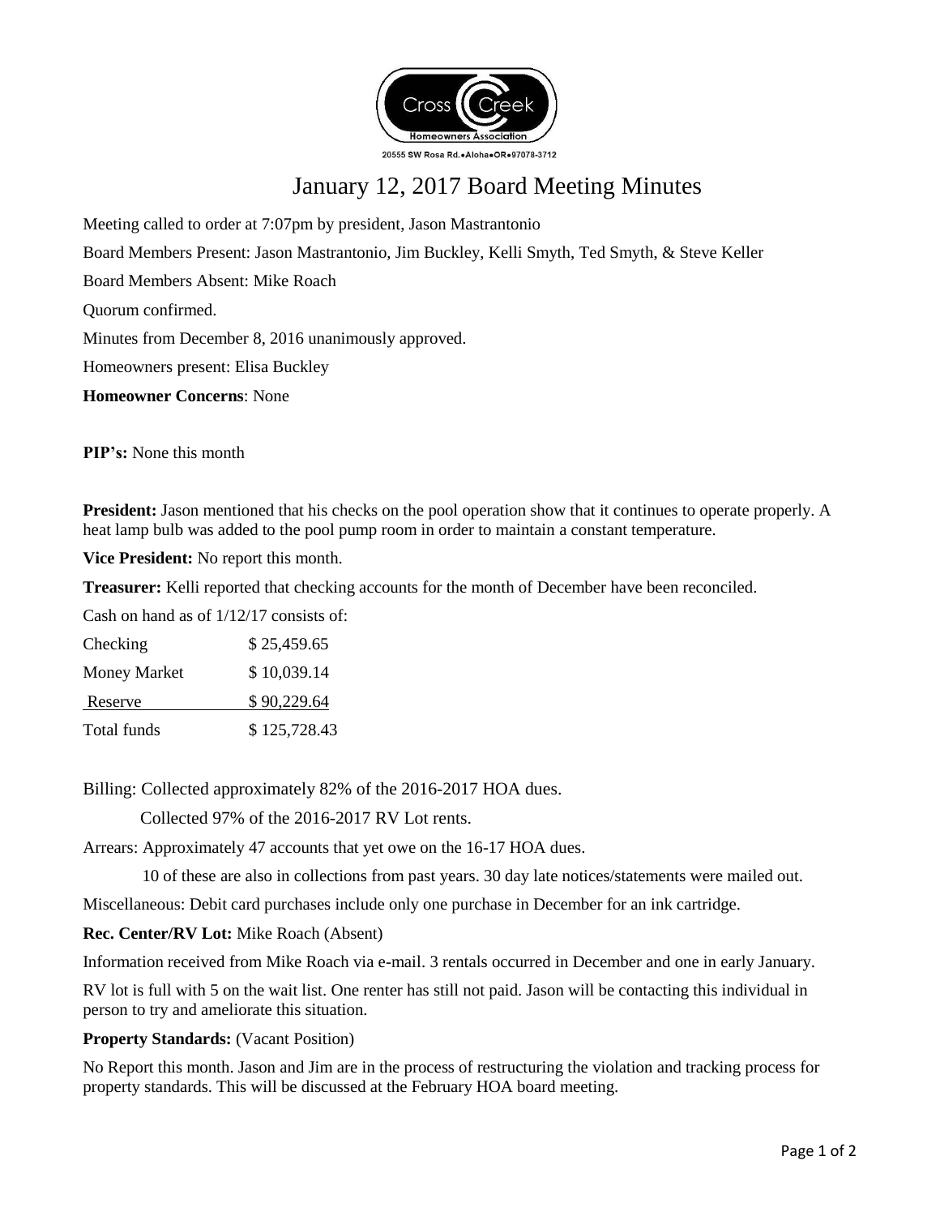Cross Creek Homeowners Association

20555 SW Rosa Rd.•Aloha•OR•97078-3712

# January 12, 2017 Board Meeting Minutes

Meeting called to order at 7:07pm by president, Jason Mastrantonio

Board Members Present: Jason Mastrantonio, Jim Buckley, Kelli Smyth, Ted Smyth, & Steve Keller

Board Members Absent: Mike Roach

Quorum confirmed.

Minutes from December 8, 2016 unanimously approved.

Homeowners present: Elisa Buckley

**Homeowner Concerns**: None

**PIP's:** None this month

**President:** Jason mentioned that his checks on the pool operation show that it continues to operate properly. A heat lamp bulb was added to the pool pump room in order to maintain a constant temperature.

**Vice President:** No report this month.

**Treasurer:** Kelli reported that checking accounts for the month of December have been reconciled.

Cash on hand as of 1/12/17 consists of:

| | |
|---|---|
| Checking | $ 25,459.65 |
| Money Market | $ 10,039.14 |
| Reserve | $ 90,229.64 |
| Total funds | $ 125,728.43 |

Billing: Collected approximately 82% of the 2016-2017 HOA dues.

Collected 97% of the 2016-2017 RV Lot rents.

Arrears: Approximately 47 accounts that yet owe on the 16-17 HOA dues.

10 of these are also in collections from past years. 30 day late notices/statements were mailed out.

Miscellaneous: Debit card purchases include only one purchase in December for an ink cartridge.

**Rec. Center/RV Lot:** Mike Roach (Absent)

Information received from Mike Roach via e-mail. 3 rentals occurred in December and one in early January.

RV lot is full with 5 on the wait list. One renter has still not paid. Jason will be contacting this individual in person to try and ameliorate this situation.

**Property Standards:** (Vacant Position)

No Report this month. Jason and Jim are in the process of restructuring the violation and tracking process for property standards. This will be discussed at the February HOA board meeting.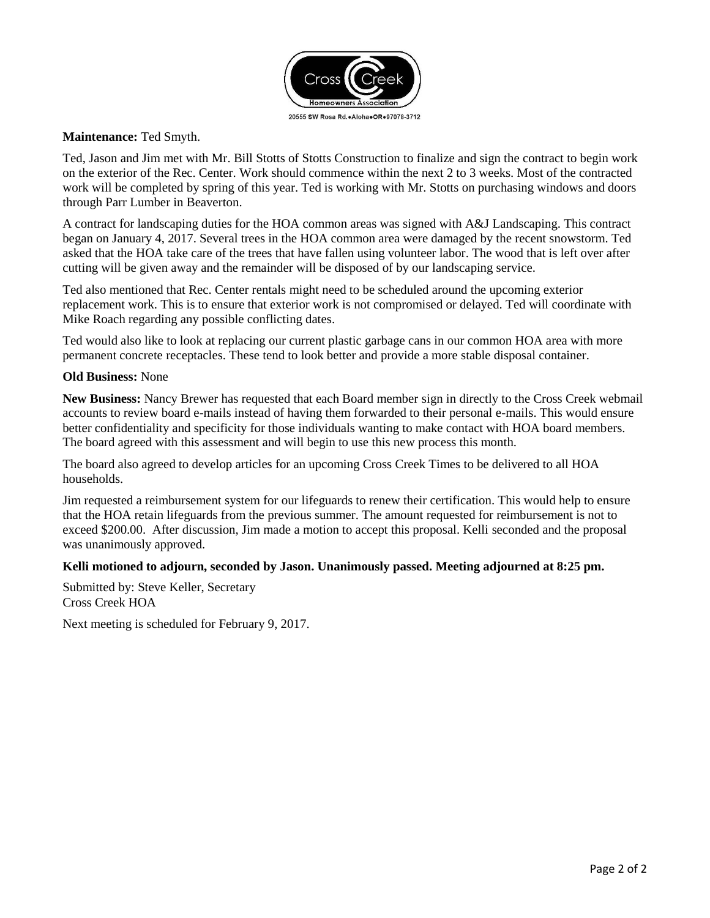**Maintenance:** Ted Smyth.

Ted, Jason and Jim met with Mr. Bill Stotts of Stotts Construction to finalize and sign the contract to begin work on the exterior of the Rec. Center. Work should commence within the next 2 to 3 weeks. Most of the contracted work will be completed by spring of this year. Ted is working with Mr. Stotts on purchasing windows and doors through Parr Lumber in Beaverton.

A contract for landscaping duties for the HOA common areas was signed with A&J Landscaping. This contract began on January 4, 2017. Several trees in the HOA common area were damaged by the recent snowstorm. Ted asked that the HOA take care of the trees that have fallen using volunteer labor. The wood that is left over after cutting will be given away and the remainder will be disposed of by our landscaping service.

Ted also mentioned that Rec. Center rentals might need to be scheduled around the upcoming exterior replacement work. This is to ensure that exterior work is not compromised or delayed. Ted will coordinate with Mike Roach regarding any possible conflicting dates.

Ted would also like to look at replacing our current plastic garbage cans in our common HOA area with more permanent concrete receptacles. These tend to look better and provide a more stable disposal container.

**Old Business:** None

**New Business:** Nancy Brewer has requested that each Board member sign in directly to the Cross Creek webmail accounts to review board e-mails instead of having them forwarded to their personal e-mails. This would ensure better confidentiality and specificity for those individuals wanting to make contact with HOA board members. The board agreed with this assessment and will begin to use this new process this month.

The board also agreed to develop articles for an upcoming Cross Creek Times to be delivered to all HOA households.

Jim requested a reimbursement system for our lifeguards to renew their certification. This would help to ensure that the HOA retain lifeguards from the previous summer. The amount requested for reimbursement is not to exceed $200.00. After discussion, Jim made a motion to accept this proposal. Kelli seconded and the proposal was unanimously approved.

**Kelli motioned to adjourn, seconded by Jason. Unanimously passed. Meeting adjourned at 8:25 pm.**

Submitted by: Steve Keller, Secretary
Cross Creek HOA

Next meeting is scheduled for February 9, 2017.